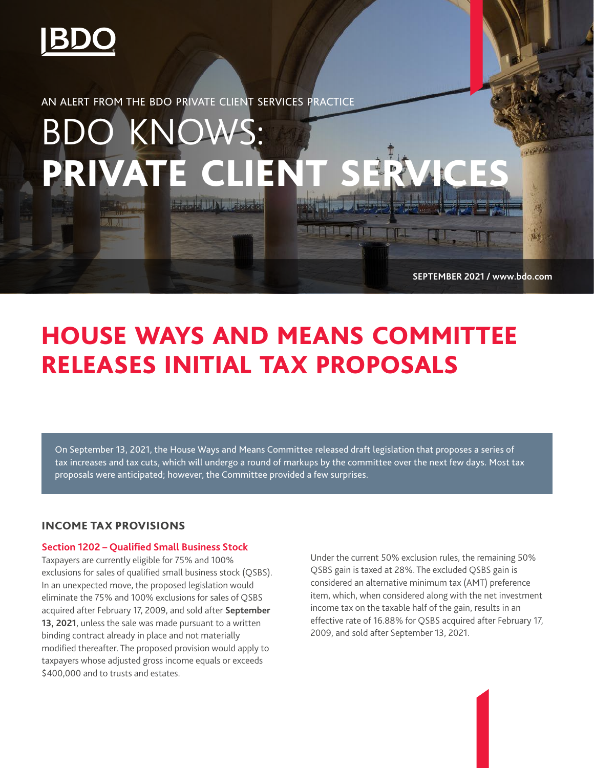AN ALERT FROM THE BDO PRIVATE CLIENT SERVICES PRACTICE

# BDO KNOWS: PRIVATE CLIENT SERVICES

SEPTEMBER 2021 / www.bdo.com

# HOUSE WAYS AND MEANS COMMITTEE RELEASES INITIAL TAX PROPOSALS

On September 13, 2021, the House Ways and Means Committee released draft legislation that proposes a series of tax increases and tax cuts, which will undergo a round of markups by the committee over the next few days. Most tax proposals were anticipated; however, the Committee provided a few surprises.

## INCOME TAX PROVISIONS

### Section 1202 – Qualified Small Business Stock

Taxpayers are currently eligible for 75% and 100% exclusions for sales of qualified small business stock (QSBS). In an unexpected move, the proposed legislation would eliminate the 75% and 100% exclusions for sales of QSBS acquired after February 17, 2009, and sold after **September 13, 2021**, unless the sale was made pursuant to a written binding contract already in place and not materially modified thereafter. The proposed provision would apply to taxpayers whose adjusted gross income equals or exceeds $400,000 and to trusts and estates.

Under the current 50% exclusion rules, the remaining 50% QSBS gain is taxed at 28%. The excluded QSBS gain is considered an alternative minimum tax (AMT) preference item, which, when considered along with the net investment income tax on the taxable half of the gain, results in an effective rate of 16.88% for QSBS acquired after February 17, 2009, and sold after September 13, 2021.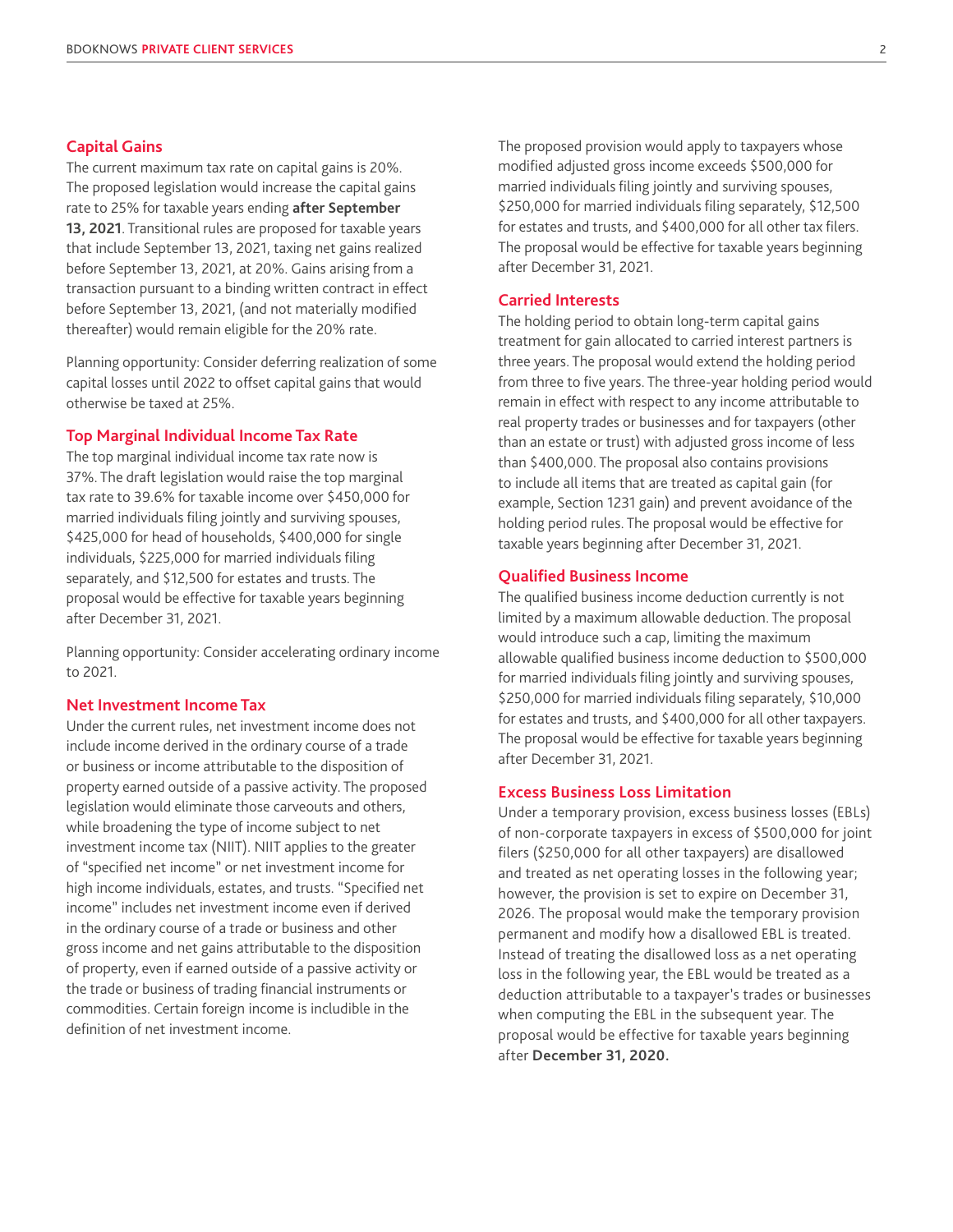## Capital Gains

The current maximum tax rate on capital gains is 20%. The proposed legislation would increase the capital gains rate to 25% for taxable years ending **after September 13, 2021**. Transitional rules are proposed for taxable years that include September 13, 2021, taxing net gains realized before September 13, 2021, at 20%. Gains arising from a transaction pursuant to a binding written contract in effect before September 13, 2021, (and not materially modified thereafter) would remain eligible for the 20% rate.

Planning opportunity: Consider deferring realization of some capital losses until 2022 to offset capital gains that would otherwise be taxed at 25%.

## Top Marginal Individual Income Tax Rate

The top marginal individual income tax rate now is 37%. The draft legislation would raise the top marginal tax rate to 39.6% for taxable income over $450,000 for married individuals filing jointly and surviving spouses, $425,000 for head of households, $400,000 for single individuals, $225,000 for married individuals filing separately, and $12,500 for estates and trusts. The proposal would be effective for taxable years beginning after December 31, 2021.

Planning opportunity: Consider accelerating ordinary income to 2021.

## Net Investment Income Tax

Under the current rules, net investment income does not include income derived in the ordinary course of a trade or business or income attributable to the disposition of property earned outside of a passive activity. The proposed legislation would eliminate those carveouts and others, while broadening the type of income subject to net investment income tax (NIIT). NIIT applies to the greater of "specified net income" or net investment income for high income individuals, estates, and trusts. "Specified net income" includes net investment income even if derived in the ordinary course of a trade or business and other gross income and net gains attributable to the disposition of property, even if earned outside of a passive activity or the trade or business of trading financial instruments or commodities. Certain foreign income is includible in the definition of net investment income.

The proposed provision would apply to taxpayers whose modified adjusted gross income exceeds $500,000 for married individuals filing jointly and surviving spouses, $250,000 for married individuals filing separately, $12,500 for estates and trusts, and $400,000 for all other tax filers. The proposal would be effective for taxable years beginning after December 31, 2021.

## Carried Interests

The holding period to obtain long-term capital gains treatment for gain allocated to carried interest partners is three years. The proposal would extend the holding period from three to five years. The three-year holding period would remain in effect with respect to any income attributable to real property trades or businesses and for taxpayers (other than an estate or trust) with adjusted gross income of less than $400,000. The proposal also contains provisions to include all items that are treated as capital gain (for example, Section 1231 gain) and prevent avoidance of the holding period rules. The proposal would be effective for taxable years beginning after December 31, 2021.

## Qualified Business Income

The qualified business income deduction currently is not limited by a maximum allowable deduction. The proposal would introduce such a cap, limiting the maximum allowable qualified business income deduction to $500,000 for married individuals filing jointly and surviving spouses, $250,000 for married individuals filing separately, $10,000 for estates and trusts, and $400,000 for all other taxpayers. The proposal would be effective for taxable years beginning after December 31, 2021.

## Excess Business Loss Limitation

Under a temporary provision, excess business losses (EBLs) of non-corporate taxpayers in excess of $500,000 for joint filers ($250,000 for all other taxpayers) are disallowed and treated as net operating losses in the following year; however, the provision is set to expire on December 31, 2026. The proposal would make the temporary provision permanent and modify how a disallowed EBL is treated. Instead of treating the disallowed loss as a net operating loss in the following year, the EBL would be treated as a deduction attributable to a taxpayer's trades or businesses when computing the EBL in the subsequent year. The proposal would be effective for taxable years beginning after **December 31, 2020.**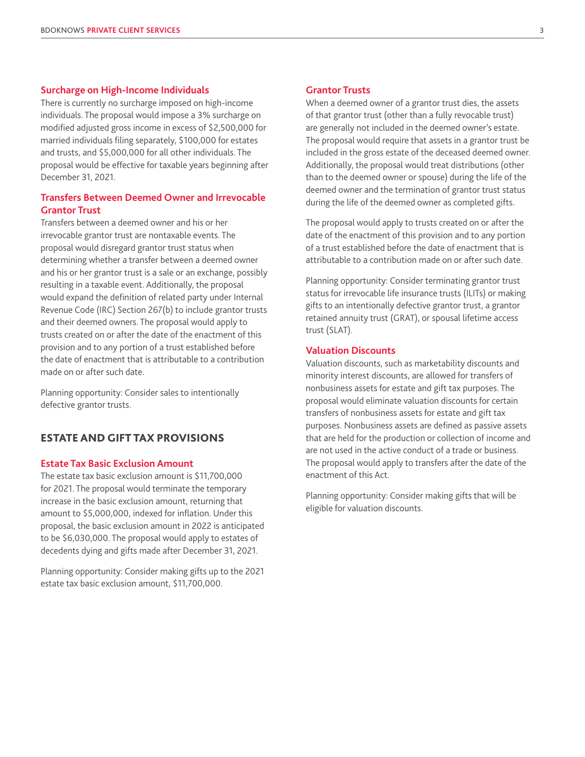### Surcharge on High-Income Individuals

There is currently no surcharge imposed on high-income individuals. The proposal would impose a 3% surcharge on modified adjusted gross income in excess of $2,500,000 for married individuals filing separately, $100,000 for estates and trusts, and $5,000,000 for all other individuals. The proposal would be effective for taxable years beginning after December 31, 2021.

### Transfers Between Deemed Owner and Irrevocable Grantor Trust

Transfers between a deemed owner and his or her irrevocable grantor trust are nontaxable events. The proposal would disregard grantor trust status when determining whether a transfer between a deemed owner and his or her grantor trust is a sale or an exchange, possibly resulting in a taxable event. Additionally, the proposal would expand the definition of related party under Internal Revenue Code (IRC) Section 267(b) to include grantor trusts and their deemed owners. The proposal would apply to trusts created on or after the date of the enactment of this provision and to any portion of a trust established before the date of enactment that is attributable to a contribution made on or after such date.

Planning opportunity: Consider sales to intentionally defective grantor trusts.

## ESTATE AND GIFT TAX PROVISIONS

### Estate Tax Basic Exclusion Amount

The estate tax basic exclusion amount is $11,700,000 for 2021. The proposal would terminate the temporary increase in the basic exclusion amount, returning that amount to $5,000,000, indexed for inflation. Under this proposal, the basic exclusion amount in 2022 is anticipated to be $6,030,000. The proposal would apply to estates of decedents dying and gifts made after December 31, 2021.

Planning opportunity: Consider making gifts up to the 2021 estate tax basic exclusion amount, $11,700,000.

### Grantor Trusts

When a deemed owner of a grantor trust dies, the assets of that grantor trust (other than a fully revocable trust) are generally not included in the deemed owner's estate. The proposal would require that assets in a grantor trust be included in the gross estate of the deceased deemed owner. Additionally, the proposal would treat distributions (other than to the deemed owner or spouse) during the life of the deemed owner and the termination of grantor trust status during the life of the deemed owner as completed gifts.

The proposal would apply to trusts created on or after the date of the enactment of this provision and to any portion of a trust established before the date of enactment that is attributable to a contribution made on or after such date.

Planning opportunity: Consider terminating grantor trust status for irrevocable life insurance trusts (ILITs) or making gifts to an intentionally defective grantor trust, a grantor retained annuity trust (GRAT), or spousal lifetime access trust (SLAT).

### Valuation Discounts

Valuation discounts, such as marketability discounts and minority interest discounts, are allowed for transfers of nonbusiness assets for estate and gift tax purposes. The proposal would eliminate valuation discounts for certain transfers of nonbusiness assets for estate and gift tax purposes. Nonbusiness assets are defined as passive assets that are held for the production or collection of income and are not used in the active conduct of a trade or business. The proposal would apply to transfers after the date of the enactment of this Act.

Planning opportunity: Consider making gifts that will be eligible for valuation discounts.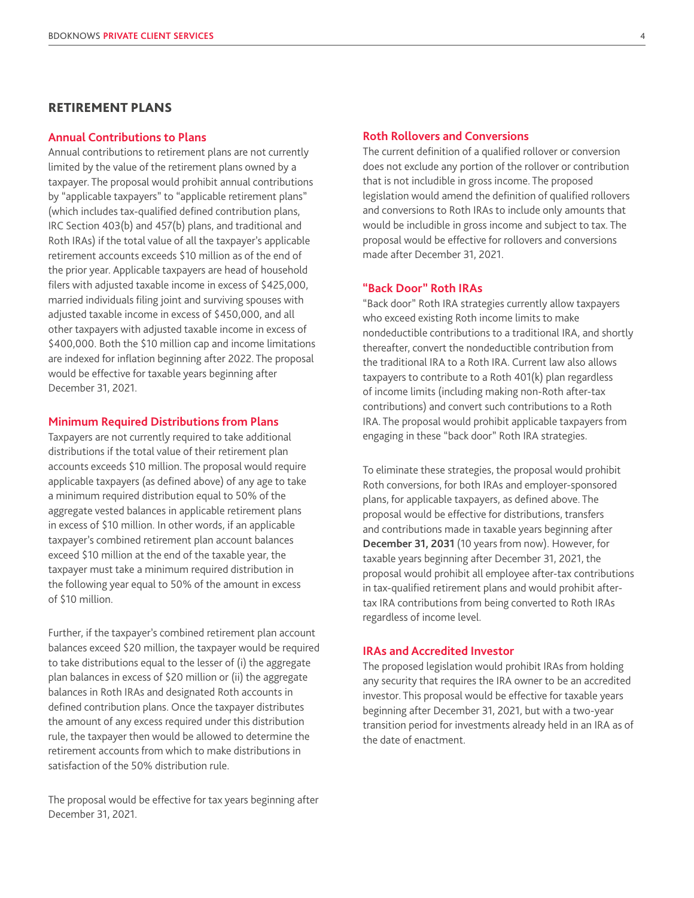## RETIREMENT PLANS

### Annual Contributions to Plans

Annual contributions to retirement plans are not currently limited by the value of the retirement plans owned by a taxpayer. The proposal would prohibit annual contributions by "applicable taxpayers" to "applicable retirement plans" (which includes tax-qualified defined contribution plans, IRC Section 403(b) and 457(b) plans, and traditional and Roth IRAs) if the total value of all the taxpayer's applicable retirement accounts exceeds $10 million as of the end of the prior year. Applicable taxpayers are head of household filers with adjusted taxable income in excess of $425,000, married individuals filing joint and surviving spouses with adjusted taxable income in excess of $450,000, and all other taxpayers with adjusted taxable income in excess of $400,000. Both the $10 million cap and income limitations are indexed for inflation beginning after 2022. The proposal would be effective for taxable years beginning after December 31, 2021.

### Minimum Required Distributions from Plans

Taxpayers are not currently required to take additional distributions if the total value of their retirement plan accounts exceeds $10 million. The proposal would require applicable taxpayers (as defined above) of any age to take a minimum required distribution equal to 50% of the aggregate vested balances in applicable retirement plans in excess of $10 million. In other words, if an applicable taxpayer's combined retirement plan account balances exceed $10 million at the end of the taxable year, the taxpayer must take a minimum required distribution in the following year equal to 50% of the amount in excess of $10 million.

Further, if the taxpayer's combined retirement plan account balances exceed $20 million, the taxpayer would be required to take distributions equal to the lesser of (i) the aggregate plan balances in excess of $20 million or (ii) the aggregate balances in Roth IRAs and designated Roth accounts in defined contribution plans. Once the taxpayer distributes the amount of any excess required under this distribution rule, the taxpayer then would be allowed to determine the retirement accounts from which to make distributions in satisfaction of the 50% distribution rule.

The proposal would be effective for tax years beginning after December 31, 2021.

### Roth Rollovers and Conversions

The current definition of a qualified rollover or conversion does not exclude any portion of the rollover or contribution that is not includible in gross income. The proposed legislation would amend the definition of qualified rollovers and conversions to Roth IRAs to include only amounts that would be includible in gross income and subject to tax. The proposal would be effective for rollovers and conversions made after December 31, 2021.

### "Back Door" Roth IRAs

"Back door" Roth IRA strategies currently allow taxpayers who exceed existing Roth income limits to make nondeductible contributions to a traditional IRA, and shortly thereafter, convert the nondeductible contribution from the traditional IRA to a Roth IRA. Current law also allows taxpayers to contribute to a Roth 401(k) plan regardless of income limits (including making non-Roth after-tax contributions) and convert such contributions to a Roth IRA. The proposal would prohibit applicable taxpayers from engaging in these "back door" Roth IRA strategies.

To eliminate these strategies, the proposal would prohibit Roth conversions, for both IRAs and employer-sponsored plans, for applicable taxpayers, as defined above. The proposal would be effective for distributions, transfers and contributions made in taxable years beginning after **December 31, 2031** (10 years from now). However, for taxable years beginning after December 31, 2021, the proposal would prohibit all employee after-tax contributions in tax-qualified retirement plans and would prohibit after-tax IRA contributions from being converted to Roth IRAs regardless of income level.

### IRAs and Accredited Investor

The proposed legislation would prohibit IRAs from holding any security that requires the IRA owner to be an accredited investor. This proposal would be effective for taxable years beginning after December 31, 2021, but with a two-year transition period for investments already held in an IRA as of the date of enactment.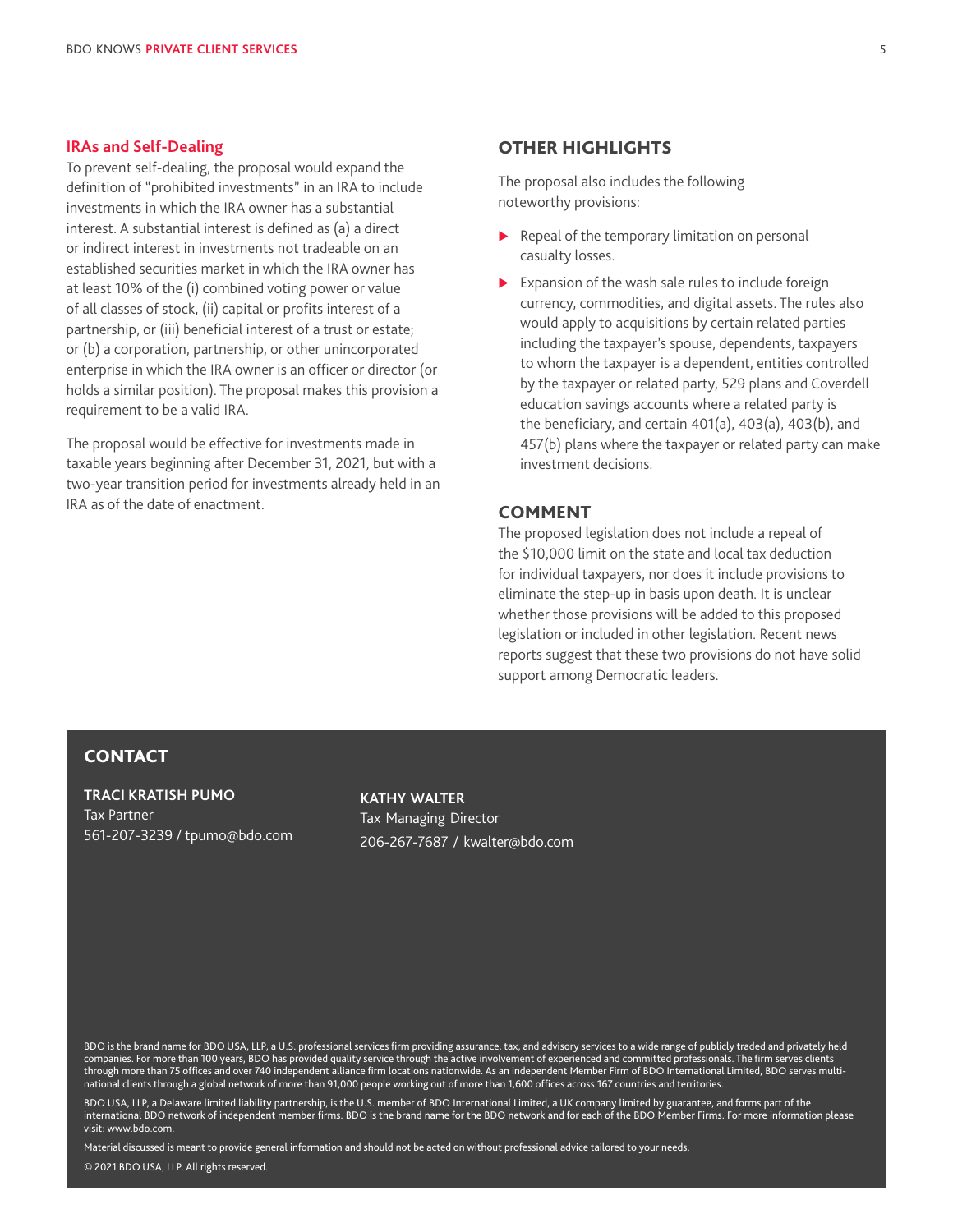### IRAs and Self-Dealing

To prevent self-dealing, the proposal would expand the definition of "prohibited investments" in an IRA to include investments in which the IRA owner has a substantial interest. A substantial interest is defined as (a) a direct or indirect interest in investments not tradeable on an established securities market in which the IRA owner has at least 10% of the (i) combined voting power or value of all classes of stock, (ii) capital or profits interest of a partnership, or (iii) beneficial interest of a trust or estate; or (b) a corporation, partnership, or other unincorporated enterprise in which the IRA owner is an officer or director (or holds a similar position). The proposal makes this provision a requirement to be a valid IRA.

The proposal would be effective for investments made in taxable years beginning after December 31, 2021, but with a two-year transition period for investments already held in an IRA as of the date of enactment.

## OTHER HIGHLIGHTS

The proposal also includes the following noteworthy provisions:

- Repeal of the temporary limitation on personal casualty losses.
- Expansion of the wash sale rules to include foreign currency, commodities, and digital assets. The rules also would apply to acquisitions by certain related parties including the taxpayer's spouse, dependents, taxpayers to whom the taxpayer is a dependent, entities controlled by the taxpayer or related party, 529 plans and Coverdell education savings accounts where a related party is the beneficiary, and certain 401(a), 403(a), 403(b), and 457(b) plans where the taxpayer or related party can make investment decisions.

## COMMENT

The proposed legislation does not include a repeal of the $10,000 limit on the state and local tax deduction for individual taxpayers, nor does it include provisions to eliminate the step-up in basis upon death. It is unclear whether those provisions will be added to this proposed legislation or included in other legislation. Recent news reports suggest that these two provisions do not have solid support among Democratic leaders.

## CONTACT

**TRACI KRATISH PUMO**
Tax Partner
561-207-3239 / tpumo@bdo.com

**KATHY WALTER**
Tax Managing Director
206-267-7687 / kwalter@bdo.com

BDO is the brand name for BDO USA, LLP, a U.S. professional services firm providing assurance, tax, and advisory services to a wide range of publicly traded and privately held companies. For more than 100 years, BDO has provided quality service through the active involvement of experienced and committed professionals. The firm serves clients through more than 75 offices and over 740 independent alliance firm locations nationwide. As an independent Member Firm of BDO International Limited, BDO serves multi-national clients through a global network of more than 91,000 people working out of more than 1,600 offices across 167 countries and territories.

BDO USA, LLP, a Delaware limited liability partnership, is the U.S. member of BDO International Limited, a UK company limited by guarantee, and forms part of the international BDO network of independent member firms. BDO is the brand name for the BDO network and for each of the BDO Member Firms. For more information please visit: www.bdo.com.

Material discussed is meant to provide general information and should not be acted on without professional advice tailored to your needs.

© 2021 BDO USA, LLP. All rights reserved.